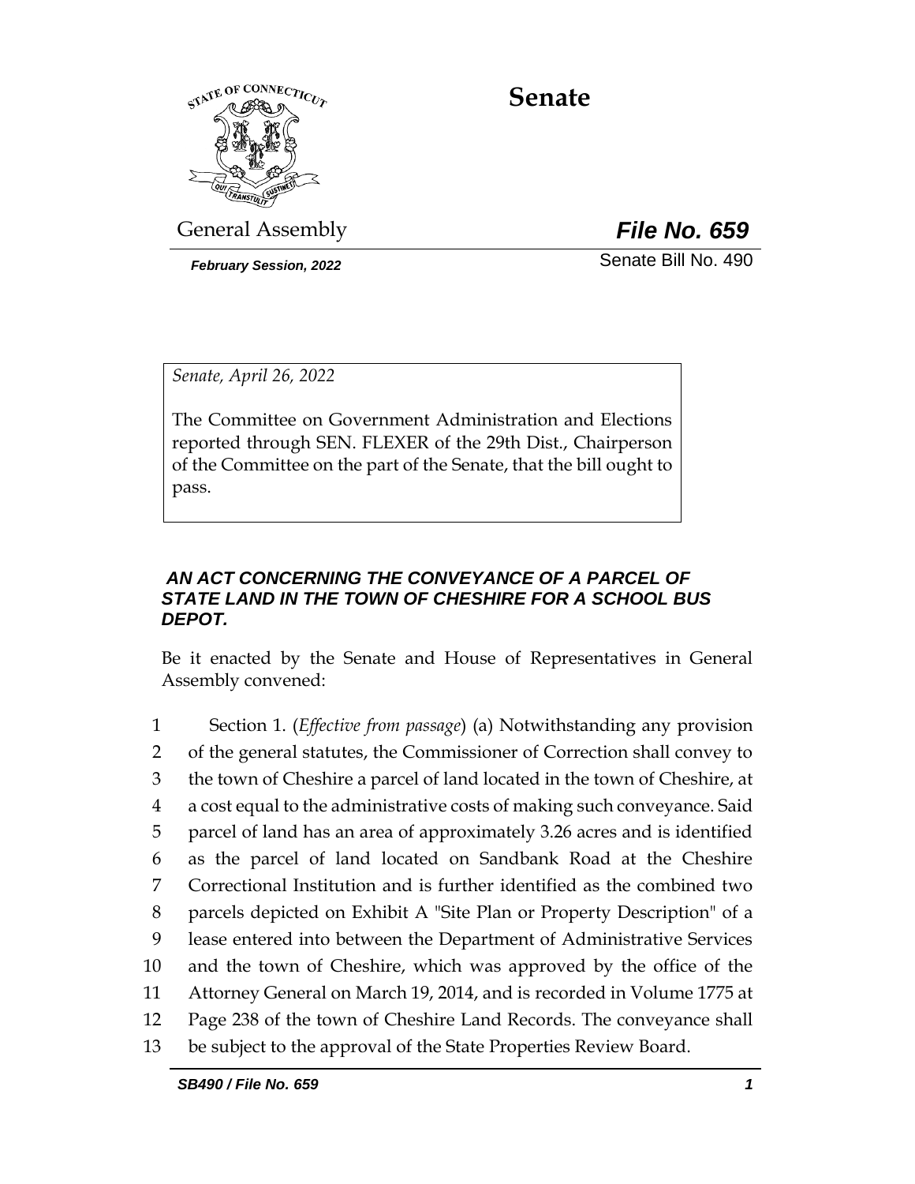# Senate

General Assembly **_File No. 659_**

***February Session, 2022*** Senate Bill No. 490

*Senate, April 26, 2022*

The Committee on Government Administration and Elections reported through SEN. FLEXER of the 29th Dist., Chairperson of the Committee on the part of the Senate, that the bill ought to pass.

***AN ACT CONCERNING THE CONVEYANCE OF A PARCEL OF STATE LAND IN THE TOWN OF CHESHIRE FOR A SCHOOL BUS DEPOT.***

Be it enacted by the Senate and House of Representatives in General Assembly convened:

1 Section 1. (*Effective from passage*) (a) Notwithstanding any provision
2 of the general statutes, the Commissioner of Correction shall convey to
3 the town of Cheshire a parcel of land located in the town of Cheshire, at
4 a cost equal to the administrative costs of making such conveyance. Said
5 parcel of land has an area of approximately 3.26 acres and is identified
6 as the parcel of land located on Sandbank Road at the Cheshire
7 Correctional Institution and is further identified as the combined two
8 parcels depicted on Exhibit A "Site Plan or Property Description" of a
9 lease entered into between the Department of Administrative Services
10 and the town of Cheshire, which was approved by the office of the
11 Attorney General on March 19, 2014, and is recorded in Volume 1775 at
12 Page 238 of the town of Cheshire Land Records. The conveyance shall
13 be subject to the approval of the State Properties Review Board.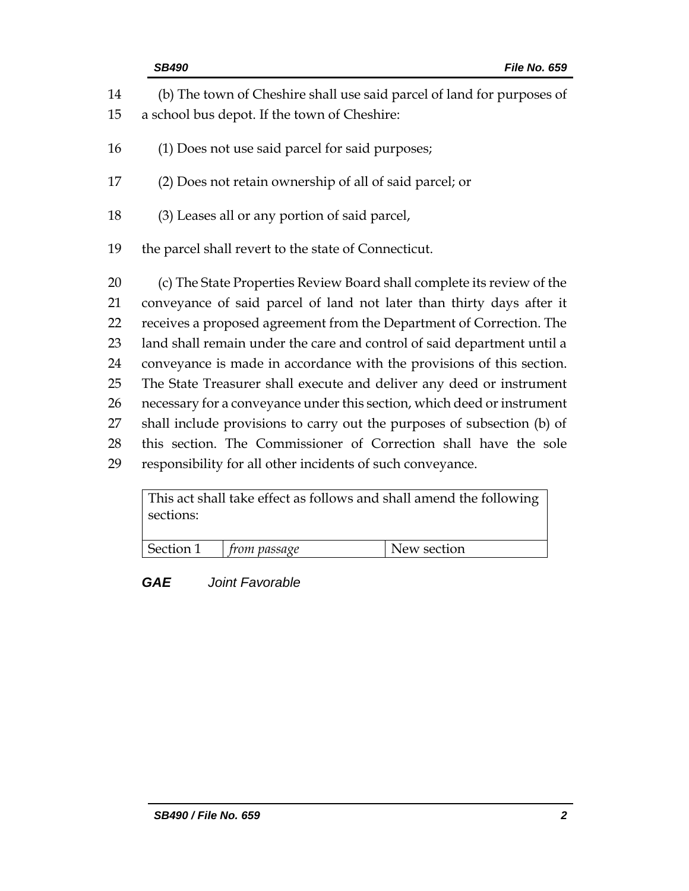(b) The town of Cheshire shall use said parcel of land for purposes of a school bus depot. If the town of Cheshire:

(1) Does not use said parcel for said purposes;

(2) Does not retain ownership of all of said parcel; or

(3) Leases all or any portion of said parcel,

the parcel shall revert to the state of Connecticut.

(c) The State Properties Review Board shall complete its review of the conveyance of said parcel of land not later than thirty days after it receives a proposed agreement from the Department of Correction. The land shall remain under the care and control of said department until a conveyance is made in accordance with the provisions of this section. The State Treasurer shall execute and deliver any deed or instrument necessary for a conveyance under this section, which deed or instrument shall include provisions to carry out the purposes of subsection (b) of this section. The Commissioner of Correction shall have the sole responsibility for all other incidents of such conveyance.

| This act shall take effect as follows and shall amend the following sections: | | |
|---|---|---|
| Section 1 | *from passage* | New section |

***GAE*** *Joint Favorable*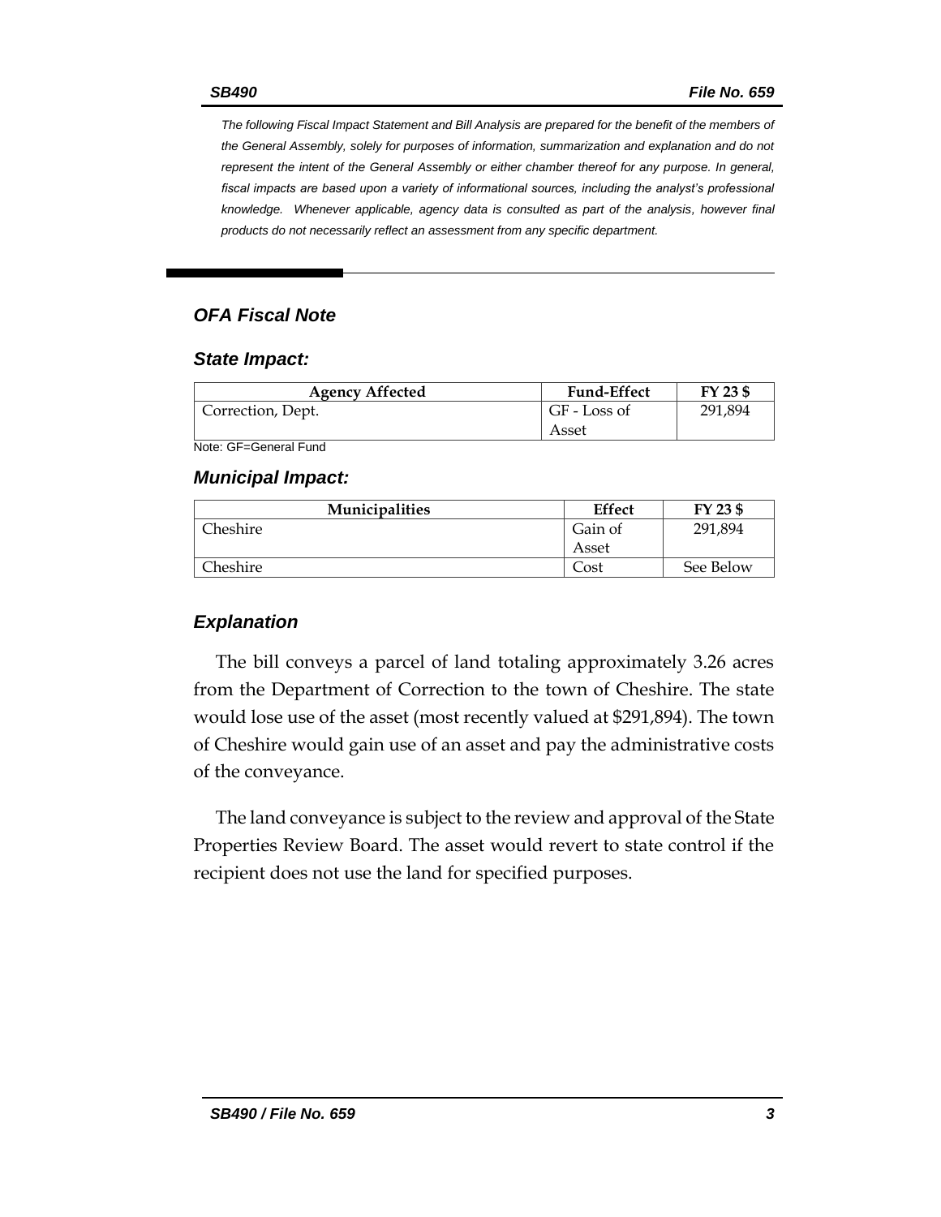*The following Fiscal Impact Statement and Bill Analysis are prepared for the benefit of the members of the General Assembly, solely for purposes of information, summarization and explanation and do not represent the intent of the General Assembly or either chamber thereof for any purpose. In general, fiscal impacts are based upon a variety of informational sources, including the analyst's professional knowledge. Whenever applicable, agency data is consulted as part of the analysis, however final products do not necessarily reflect an assessment from any specific department.*

### *OFA Fiscal Note*

#### *State Impact:*

| Agency Affected | Fund-Effect | FY 23 $ |
|---|---|---|
| Correction, Dept. | GF - Loss of Asset | 291,894 |

Note: GF=General Fund

#### *Municipal Impact:*

| Municipalities | Effect | FY 23 $ |
|---|---|---|
| Cheshire | Gain of Asset | 291,894 |
| Cheshire | Cost | See Below |

### *Explanation*

The bill conveys a parcel of land totaling approximately 3.26 acres from the Department of Correction to the town of Cheshire. The state would lose use of the asset (most recently valued at $291,894). The town of Cheshire would gain use of an asset and pay the administrative costs of the conveyance.

The land conveyance is subject to the review and approval of the State Properties Review Board. The asset would revert to state control if the recipient does not use the land for specified purposes.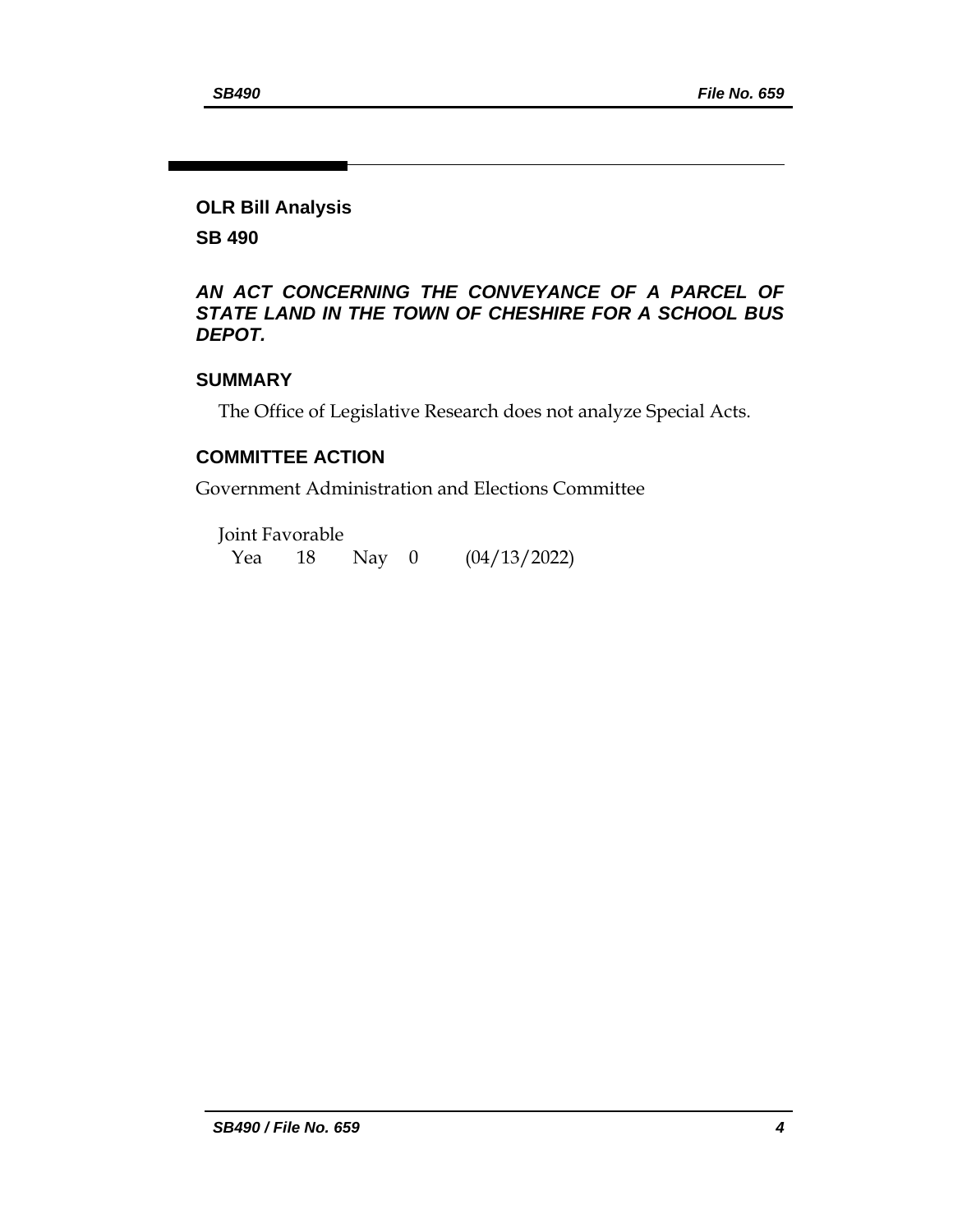## OLR Bill Analysis

## SB 490

***AN ACT CONCERNING THE CONVEYANCE OF A PARCEL OF STATE LAND IN THE TOWN OF CHESHIRE FOR A SCHOOL BUS DEPOT.***

### SUMMARY

The Office of Legislative Research does not analyze Special Acts.

### COMMITTEE ACTION

Government Administration and Elections Committee

| | | | | |
|---|---|---|---|---|
| Joint Favorable | | | | |
| Yea | 18 | Nay | 0 | (04/13/2022) |